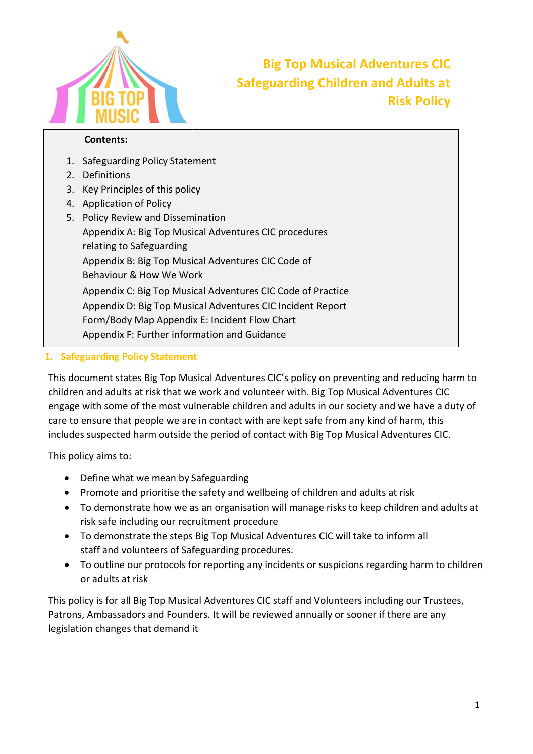# Big Top Musical Adventures CIC Safeguarding Children and Adults at Risk Policy

**Contents:**

1. Safeguarding Policy Statement
2. Definitions
3. Key Principles of this policy
4. Application of Policy
5. Policy Review and Dissemination

Appendix A: Big Top Musical Adventures CIC procedures relating to Safeguarding
Appendix B: Big Top Musical Adventures CIC Code of Behaviour & How We Work
Appendix C: Big Top Musical Adventures CIC Code of Practice
Appendix D: Big Top Musical Adventures CIC Incident Report Form/Body Map Appendix E: Incident Flow Chart
Appendix F: Further information and Guidance

## 1. Safeguarding Policy Statement

This document states Big Top Musical Adventures CIC's policy on preventing and reducing harm to children and adults at risk that we work and volunteer with. Big Top Musical Adventures CIC engage with some of the most vulnerable children and adults in our society and we have a duty of care to ensure that people we are in contact with are kept safe from any kind of harm, this includes suspected harm outside the period of contact with Big Top Musical Adventures CIC.

This policy aims to:

- Define what we mean by Safeguarding
- Promote and prioritise the safety and wellbeing of children and adults at risk
- To demonstrate how we as an organisation will manage risks to keep children and adults at risk safe including our recruitment procedure
- To demonstrate the steps Big Top Musical Adventures CIC will take to inform all staff and volunteers of Safeguarding procedures.
- To outline our protocols for reporting any incidents or suspicions regarding harm to children or adults at risk

This policy is for all Big Top Musical Adventures CIC staff and Volunteers including our Trustees, Patrons, Ambassadors and Founders. It will be reviewed annually or sooner if there are any legislation changes that demand it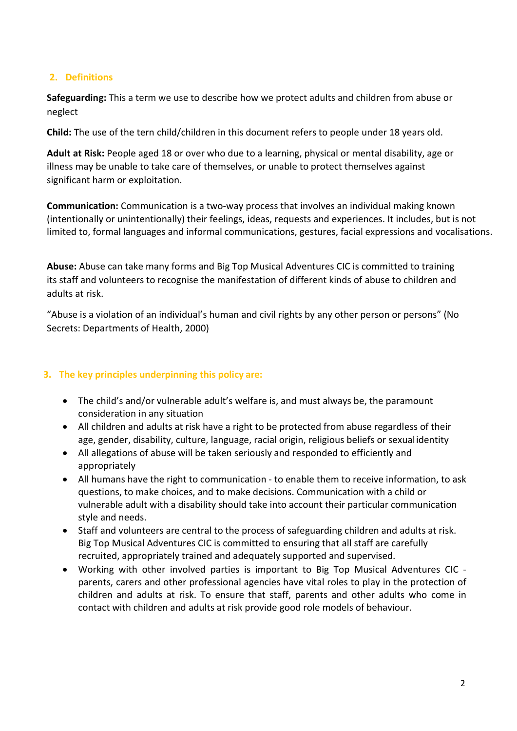## 2. Definitions

**Safeguarding:** This a term we use to describe how we protect adults and children from abuse or neglect

**Child:** The use of the tern child/children in this document refers to people under 18 years old.

**Adult at Risk:** People aged 18 or over who due to a learning, physical or mental disability, age or illness may be unable to take care of themselves, or unable to protect themselves against significant harm or exploitation.

**Communication:** Communication is a two-way process that involves an individual making known (intentionally or unintentionally) their feelings, ideas, requests and experiences. It includes, but is not limited to, formal languages and informal communications, gestures, facial expressions and vocalisations.

**Abuse:** Abuse can take many forms and Big Top Musical Adventures CIC is committed to training its staff and volunteers to recognise the manifestation of different kinds of abuse to children and adults at risk.

"Abuse is a violation of an individual's human and civil rights by any other person or persons" (No Secrets: Departments of Health, 2000)

## 3. The key principles underpinning this policy are:

- The child's and/or vulnerable adult's welfare is, and must always be, the paramount consideration in any situation
- All children and adults at risk have a right to be protected from abuse regardless of their age, gender, disability, culture, language, racial origin, religious beliefs or sexual identity
- All allegations of abuse will be taken seriously and responded to efficiently and appropriately
- All humans have the right to communication - to enable them to receive information, to ask questions, to make choices, and to make decisions. Communication with a child or vulnerable adult with a disability should take into account their particular communication style and needs.
- Staff and volunteers are central to the process of safeguarding children and adults at risk. Big Top Musical Adventures CIC is committed to ensuring that all staff are carefully recruited, appropriately trained and adequately supported and supervised.
- Working with other involved parties is important to Big Top Musical Adventures CIC - parents, carers and other professional agencies have vital roles to play in the protection of children and adults at risk. To ensure that staff, parents and other adults who come in contact with children and adults at risk provide good role models of behaviour.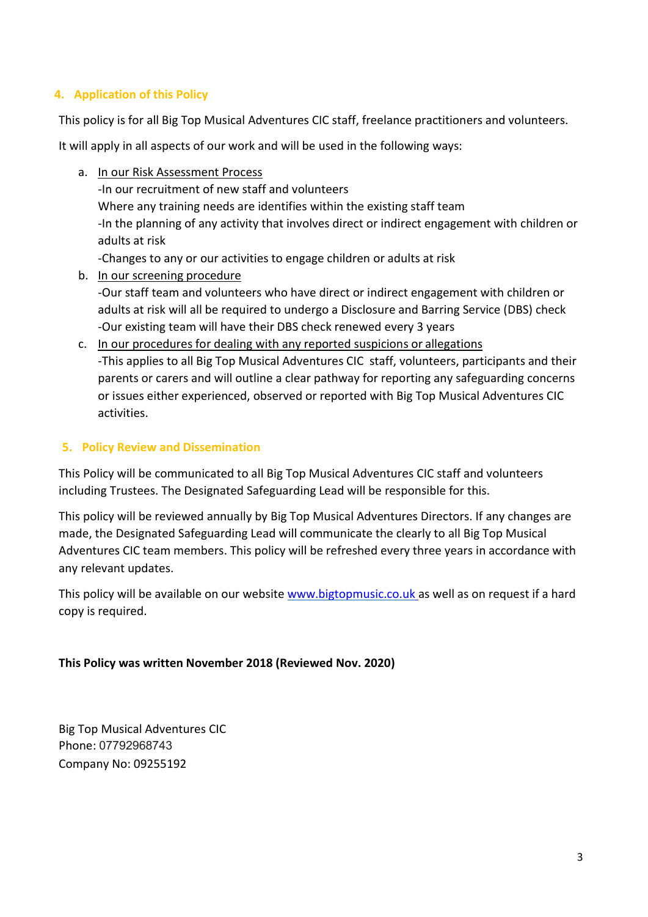## 4. Application of this Policy

This policy is for all Big Top Musical Adventures CIC staff, freelance practitioners and volunteers.

It will apply in all aspects of our work and will be used in the following ways:

a. <u>In our Risk Assessment Process</u>
   -In our recruitment of new staff and volunteers
   Where any training needs are identifies within the existing staff team
   -In the planning of any activity that involves direct or indirect engagement with children or adults at risk
   -Changes to any or our activities to engage children or adults at risk
b. <u>In our screening procedure</u>
   -Our staff team and volunteers who have direct or indirect engagement with children or adults at risk will all be required to undergo a Disclosure and Barring Service (DBS) check
   -Our existing team will have their DBS check renewed every 3 years
c. <u>In our procedures for dealing with any reported suspicions or allegations</u>
   -This applies to all Big Top Musical Adventures CIC staff, volunteers, participants and their parents or carers and will outline a clear pathway for reporting any safeguarding concerns or issues either experienced, observed or reported with Big Top Musical Adventures CIC activities.

## 5. Policy Review and Dissemination

This Policy will be communicated to all Big Top Musical Adventures CIC staff and volunteers including Trustees. The Designated Safeguarding Lead will be responsible for this.

This policy will be reviewed annually by Big Top Musical Adventures Directors. If any changes are made, the Designated Safeguarding Lead will communicate the clearly to all Big Top Musical Adventures CIC team members. This policy will be refreshed every three years in accordance with any relevant updates.

This policy will be available on our website [www.bigtopmusic.co.uk](http://www.bigtopmusic.co.uk) as well as on request if a hard copy is required.

**This Policy was written November 2018 (Reviewed Nov. 2020)**

Big Top Musical Adventures CIC
Phone: 07792968743
Company No: 09255192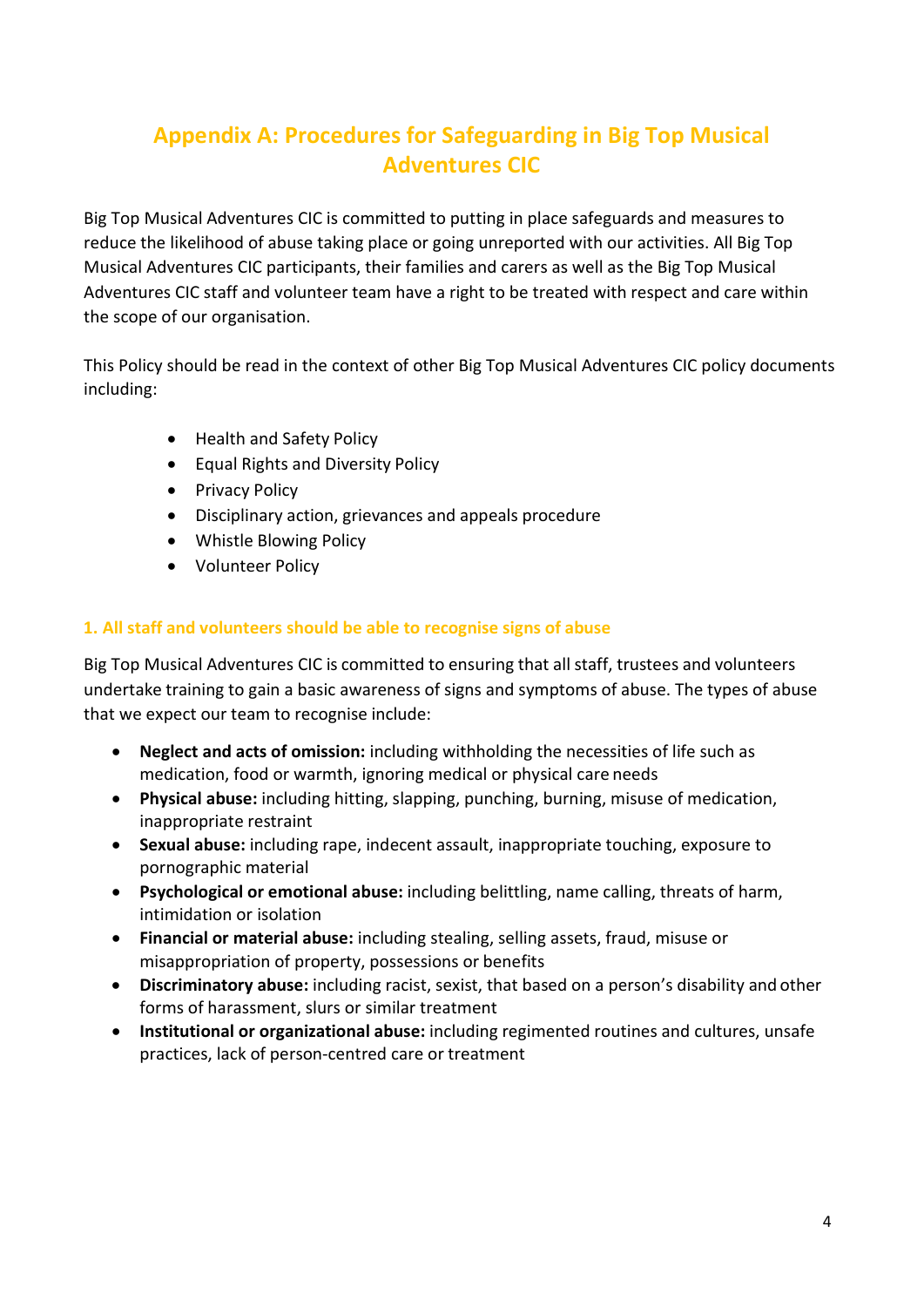# Appendix A: Procedures for Safeguarding in Big Top Musical Adventures CIC

Big Top Musical Adventures CIC is committed to putting in place safeguards and measures to reduce the likelihood of abuse taking place or going unreported with our activities. All Big Top Musical Adventures CIC participants, their families and carers as well as the Big Top Musical Adventures CIC staff and volunteer team have a right to be treated with respect and care within the scope of our organisation.

This Policy should be read in the context of other Big Top Musical Adventures CIC policy documents including:

- Health and Safety Policy
- Equal Rights and Diversity Policy
- Privacy Policy
- Disciplinary action, grievances and appeals procedure
- Whistle Blowing Policy
- Volunteer Policy

## 1. All staff and volunteers should be able to recognise signs of abuse

Big Top Musical Adventures CIC is committed to ensuring that all staff, trustees and volunteers undertake training to gain a basic awareness of signs and symptoms of abuse. The types of abuse that we expect our team to recognise include:

- **Neglect and acts of omission:** including withholding the necessities of life such as medication, food or warmth, ignoring medical or physical care needs
- **Physical abuse:** including hitting, slapping, punching, burning, misuse of medication, inappropriate restraint
- **Sexual abuse:** including rape, indecent assault, inappropriate touching, exposure to pornographic material
- **Psychological or emotional abuse:** including belittling, name calling, threats of harm, intimidation or isolation
- **Financial or material abuse:** including stealing, selling assets, fraud, misuse or misappropriation of property, possessions or benefits
- **Discriminatory abuse:** including racist, sexist, that based on a person's disability and other forms of harassment, slurs or similar treatment
- **Institutional or organizational abuse:** including regimented routines and cultures, unsafe practices, lack of person-centred care or treatment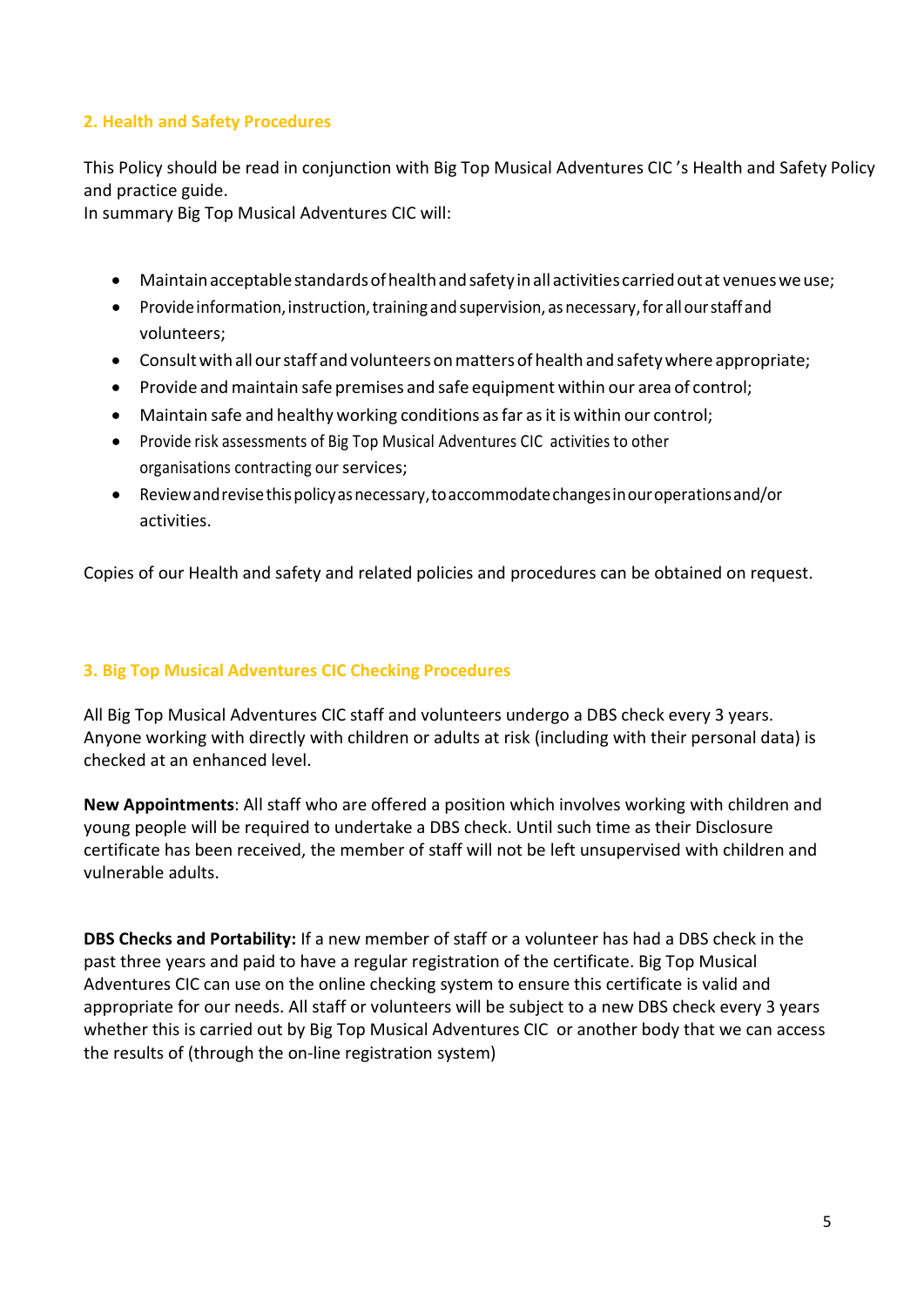## 2. Health and Safety Procedures

This Policy should be read in conjunction with Big Top Musical Adventures CIC 's Health and Safety Policy and practice guide.
In summary Big Top Musical Adventures CIC will:

- Maintain acceptable standards of health and safety in all activities carried out at venues we use;
- Provide information, instruction, training and supervision, as necessary, for all our staff and volunteers;
- Consult with all our staff and volunteers on matters of health and safety where appropriate;
- Provide and maintain safe premises and safe equipment within our area of control;
- Maintain safe and healthy working conditions as far as it is within our control;
- Provide risk assessments of Big Top Musical Adventures CIC activities to other organisations contracting our services;
- Review and revise this policy as necessary, to accommodate changes in our operations and/or activities.

Copies of our Health and safety and related policies and procedures can be obtained on request.

## 3. Big Top Musical Adventures CIC Checking Procedures

All Big Top Musical Adventures CIC staff and volunteers undergo a DBS check every 3 years. Anyone working with directly with children or adults at risk (including with their personal data) is checked at an enhanced level.

**New Appointments**: All staff who are offered a position which involves working with children and young people will be required to undertake a DBS check. Until such time as their Disclosure certificate has been received, the member of staff will not be left unsupervised with children and vulnerable adults.

**DBS Checks and Portability:** If a new member of staff or a volunteer has had a DBS check in the past three years and paid to have a regular registration of the certificate. Big Top Musical Adventures CIC can use on the online checking system to ensure this certificate is valid and appropriate for our needs. All staff or volunteers will be subject to a new DBS check every 3 years whether this is carried out by Big Top Musical Adventures CIC or another body that we can access the results of (through the on-line registration system)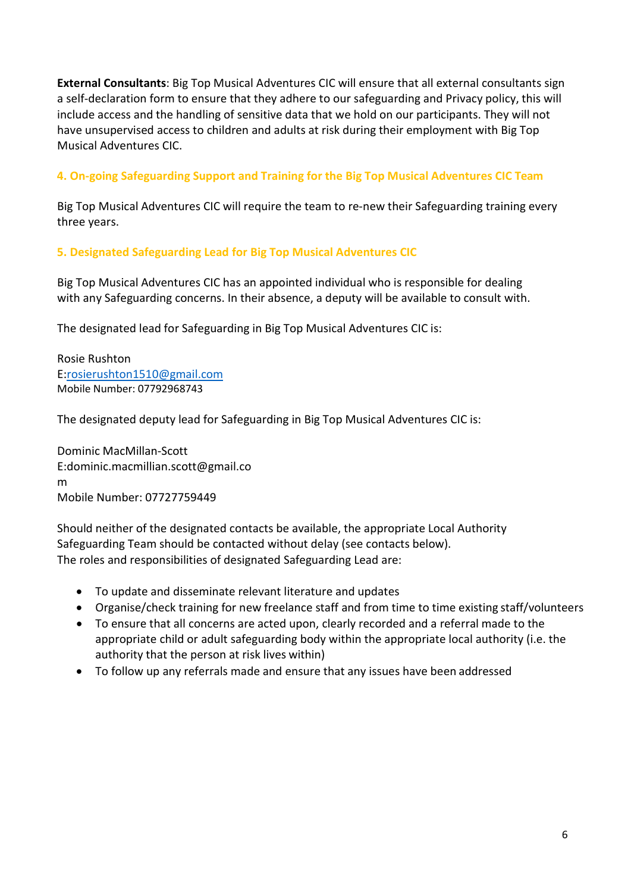**External Consultants**: Big Top Musical Adventures CIC will ensure that all external consultants sign a self-declaration form to ensure that they adhere to our safeguarding and Privacy policy, this will include access and the handling of sensitive data that we hold on our participants. They will not have unsupervised access to children and adults at risk during their employment with Big Top Musical Adventures CIC.

## 4. On-going Safeguarding Support and Training for the Big Top Musical Adventures CIC Team

Big Top Musical Adventures CIC will require the team to re-new their Safeguarding training every three years.

## 5. Designated Safeguarding Lead for Big Top Musical Adventures CIC

Big Top Musical Adventures CIC has an appointed individual who is responsible for dealing with any Safeguarding concerns. In their absence, a deputy will be available to consult with.

The designated lead for Safeguarding in Big Top Musical Adventures CIC is:

Rosie Rushton
E:rosierushton1510@gmail.com
Mobile Number: 07792968743

The designated deputy lead for Safeguarding in Big Top Musical Adventures CIC is:

Dominic MacMillan-Scott
E:dominic.macmillian.scott@gmail.co
m
Mobile Number: 07727759449

Should neither of the designated contacts be available, the appropriate Local Authority Safeguarding Team should be contacted without delay (see contacts below).
The roles and responsibilities of designated Safeguarding Lead are:

- To update and disseminate relevant literature and updates
- Organise/check training for new freelance staff and from time to time existing staff/volunteers
- To ensure that all concerns are acted upon, clearly recorded and a referral made to the appropriate child or adult safeguarding body within the appropriate local authority (i.e. the authority that the person at risk lives within)
- To follow up any referrals made and ensure that any issues have been addressed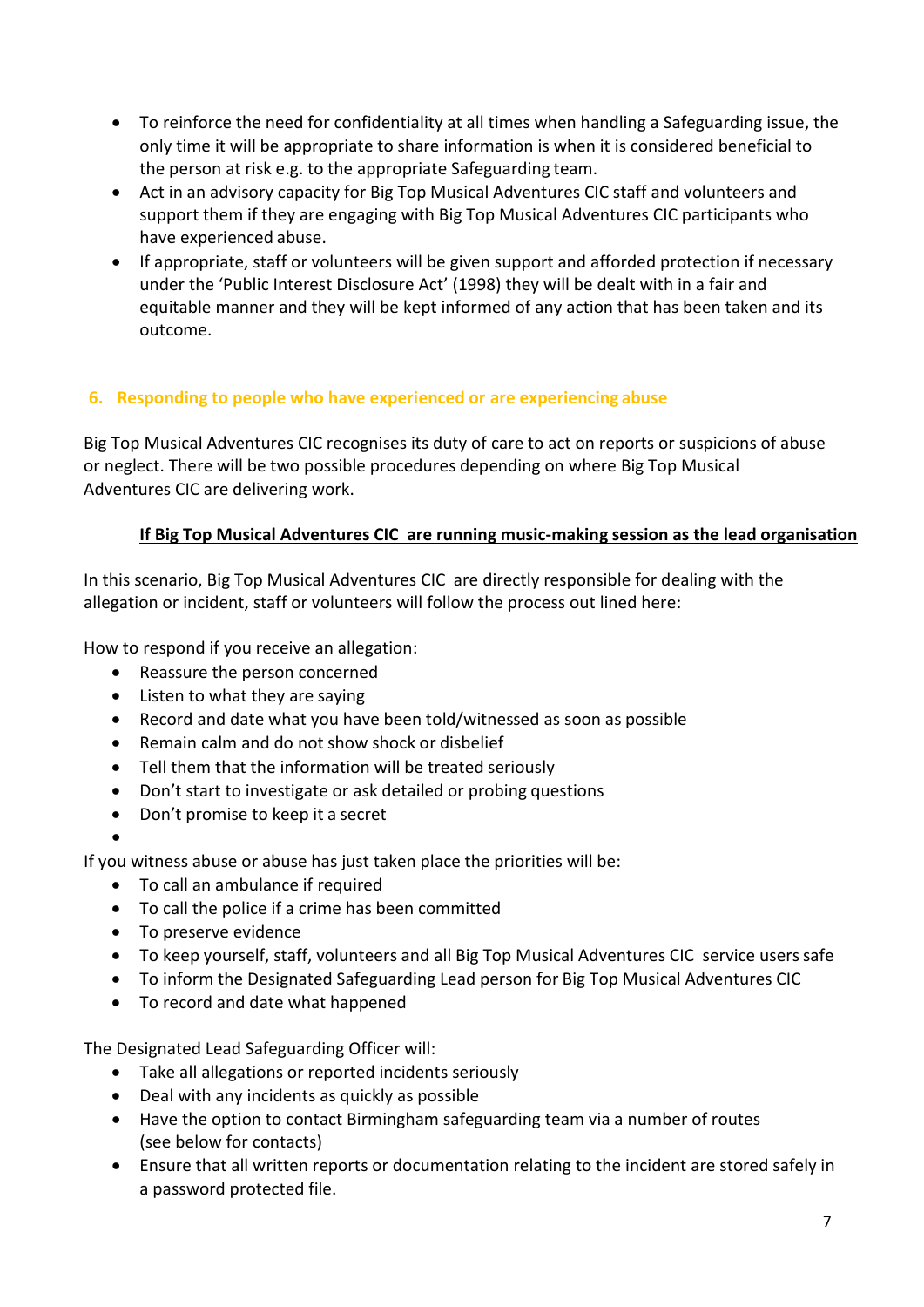- To reinforce the need for confidentiality at all times when handling a Safeguarding issue, the only time it will be appropriate to share information is when it is considered beneficial to the person at risk e.g. to the appropriate Safeguarding team.
- Act in an advisory capacity for Big Top Musical Adventures CIC staff and volunteers and support them if they are engaging with Big Top Musical Adventures CIC participants who have experienced abuse.
- If appropriate, staff or volunteers will be given support and afforded protection if necessary under the 'Public Interest Disclosure Act' (1998) they will be dealt with in a fair and equitable manner and they will be kept informed of any action that has been taken and its outcome.

## 6. Responding to people who have experienced or are experiencing abuse

Big Top Musical Adventures CIC recognises its duty of care to act on reports or suspicions of abuse or neglect. There will be two possible procedures depending on where Big Top Musical Adventures CIC are delivering work.

**<u>If Big Top Musical Adventures CIC are running music-making session as the lead organisation</u>**

In this scenario, Big Top Musical Adventures CIC are directly responsible for dealing with the allegation or incident, staff or volunteers will follow the process out lined here:

How to respond if you receive an allegation:

- Reassure the person concerned
- Listen to what they are saying
- Record and date what you have been told/witnessed as soon as possible
- Remain calm and do not show shock or disbelief
- Tell them that the information will be treated seriously
- Don't start to investigate or ask detailed or probing questions
- Don't promise to keep it a secret

If you witness abuse or abuse has just taken place the priorities will be:

- To call an ambulance if required
- To call the police if a crime has been committed
- To preserve evidence
- To keep yourself, staff, volunteers and all Big Top Musical Adventures CIC service users safe
- To inform the Designated Safeguarding Lead person for Big Top Musical Adventures CIC
- To record and date what happened

The Designated Lead Safeguarding Officer will:

- Take all allegations or reported incidents seriously
- Deal with any incidents as quickly as possible
- Have the option to contact Birmingham safeguarding team via a number of routes (see below for contacts)
- Ensure that all written reports or documentation relating to the incident are stored safely in a password protected file.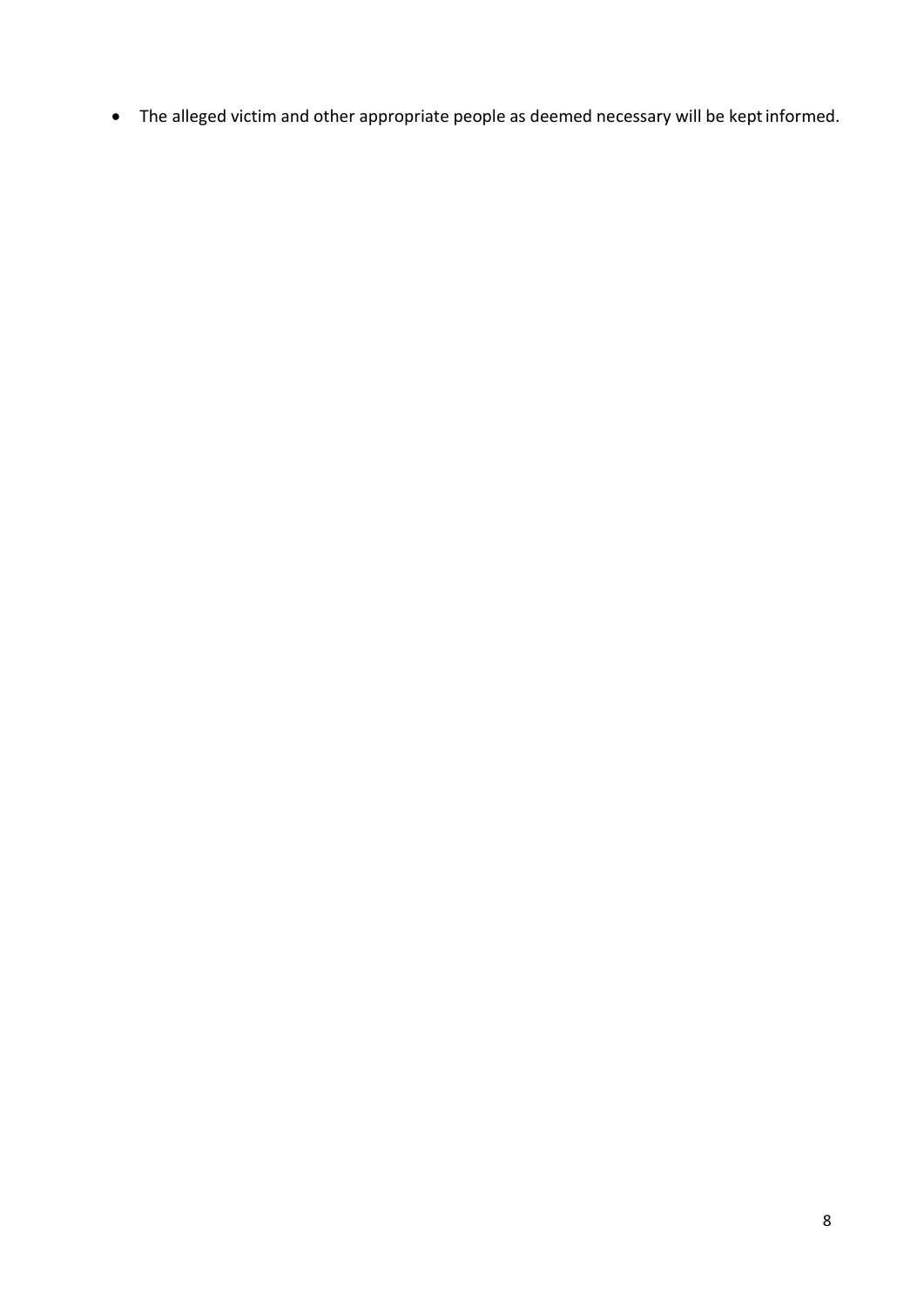- The alleged victim and other appropriate people as deemed necessary will be kept informed.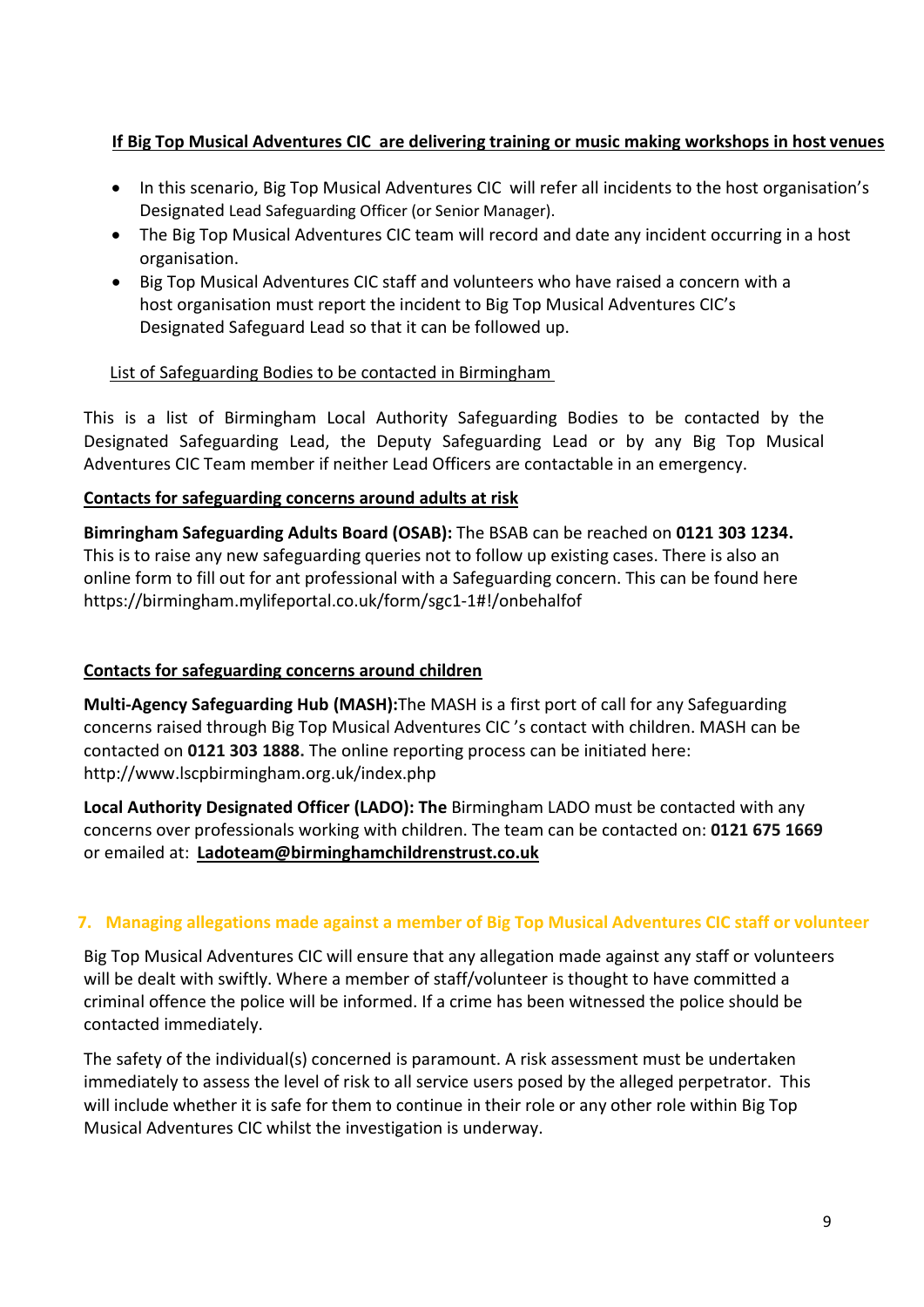**If Big Top Musical Adventures CIC are delivering training or music making workshops in host venues**

- In this scenario, Big Top Musical Adventures CIC will refer all incidents to the host organisation's Designated Lead Safeguarding Officer (or Senior Manager).
- The Big Top Musical Adventures CIC team will record and date any incident occurring in a host organisation.
- Big Top Musical Adventures CIC staff and volunteers who have raised a concern with a host organisation must report the incident to Big Top Musical Adventures CIC's Designated Safeguard Lead so that it can be followed up.

List of Safeguarding Bodies to be contacted in Birmingham

This is a list of Birmingham Local Authority Safeguarding Bodies to be contacted by the Designated Safeguarding Lead, the Deputy Safeguarding Lead or by any Big Top Musical Adventures CIC Team member if neither Lead Officers are contactable in an emergency.

**Contacts for safeguarding concerns around adults at risk**

**Bimringham Safeguarding Adults Board (OSAB):** The BSAB can be reached on **0121 303 1234.** This is to raise any new safeguarding queries not to follow up existing cases. There is also an online form to fill out for ant professional with a Safeguarding concern. This can be found here https://birmingham.mylifeportal.co.uk/form/sgc1-1#!/onbehalfof

**Contacts for safeguarding concerns around children**

**Multi-Agency Safeguarding Hub (MASH):** The MASH is a first port of call for any Safeguarding concerns raised through Big Top Musical Adventures CIC 's contact with children. MASH can be contacted on **0121 303 1888.** The online reporting process can be initiated here: http://www.lscpbirmingham.org.uk/index.php

**Local Authority Designated Officer (LADO): The** Birmingham LADO must be contacted with any concerns over professionals working with children. The team can be contacted on: **0121 675 1669** or emailed at: **Ladoteam@birminghamchildrenstrust.co.uk**

## 7. Managing allegations made against a member of Big Top Musical Adventures CIC staff or volunteer

Big Top Musical Adventures CIC will ensure that any allegation made against any staff or volunteers will be dealt with swiftly. Where a member of staff/volunteer is thought to have committed a criminal offence the police will be informed. If a crime has been witnessed the police should be contacted immediately.

The safety of the individual(s) concerned is paramount. A risk assessment must be undertaken immediately to assess the level of risk to all service users posed by the alleged perpetrator. This will include whether it is safe for them to continue in their role or any other role within Big Top Musical Adventures CIC whilst the investigation is underway.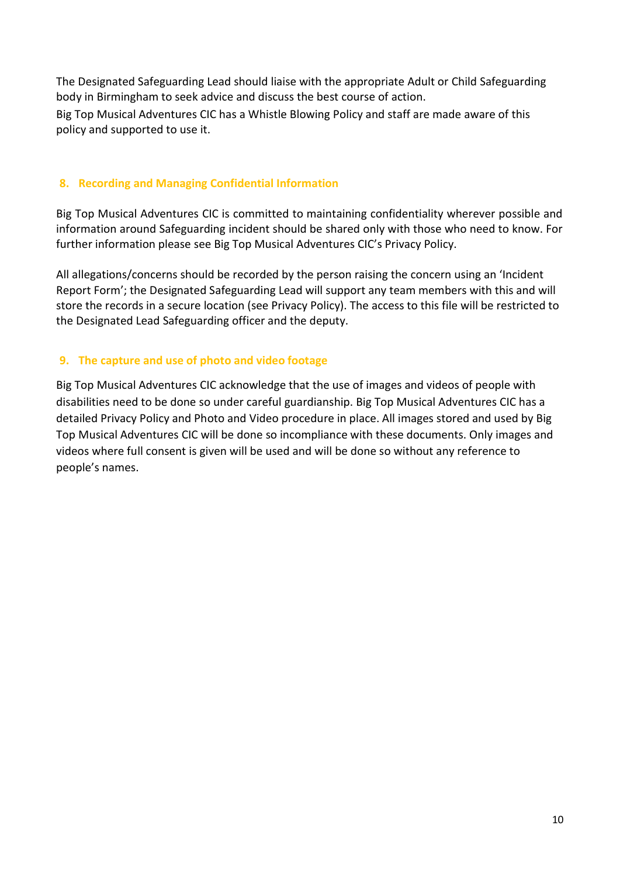The Designated Safeguarding Lead should liaise with the appropriate Adult or Child Safeguarding body in Birmingham to seek advice and discuss the best course of action.

Big Top Musical Adventures CIC has a Whistle Blowing Policy and staff are made aware of this policy and supported to use it.

## 8. Recording and Managing Confidential Information

Big Top Musical Adventures CIC is committed to maintaining confidentiality wherever possible and information around Safeguarding incident should be shared only with those who need to know. For further information please see Big Top Musical Adventures CIC's Privacy Policy.

All allegations/concerns should be recorded by the person raising the concern using an 'Incident Report Form'; the Designated Safeguarding Lead will support any team members with this and will store the records in a secure location (see Privacy Policy). The access to this file will be restricted to the Designated Lead Safeguarding officer and the deputy.

## 9. The capture and use of photo and video footage

Big Top Musical Adventures CIC acknowledge that the use of images and videos of people with disabilities need to be done so under careful guardianship. Big Top Musical Adventures CIC has a detailed Privacy Policy and Photo and Video procedure in place. All images stored and used by Big Top Musical Adventures CIC will be done so incompliance with these documents. Only images and videos where full consent is given will be used and will be done so without any reference to people's names.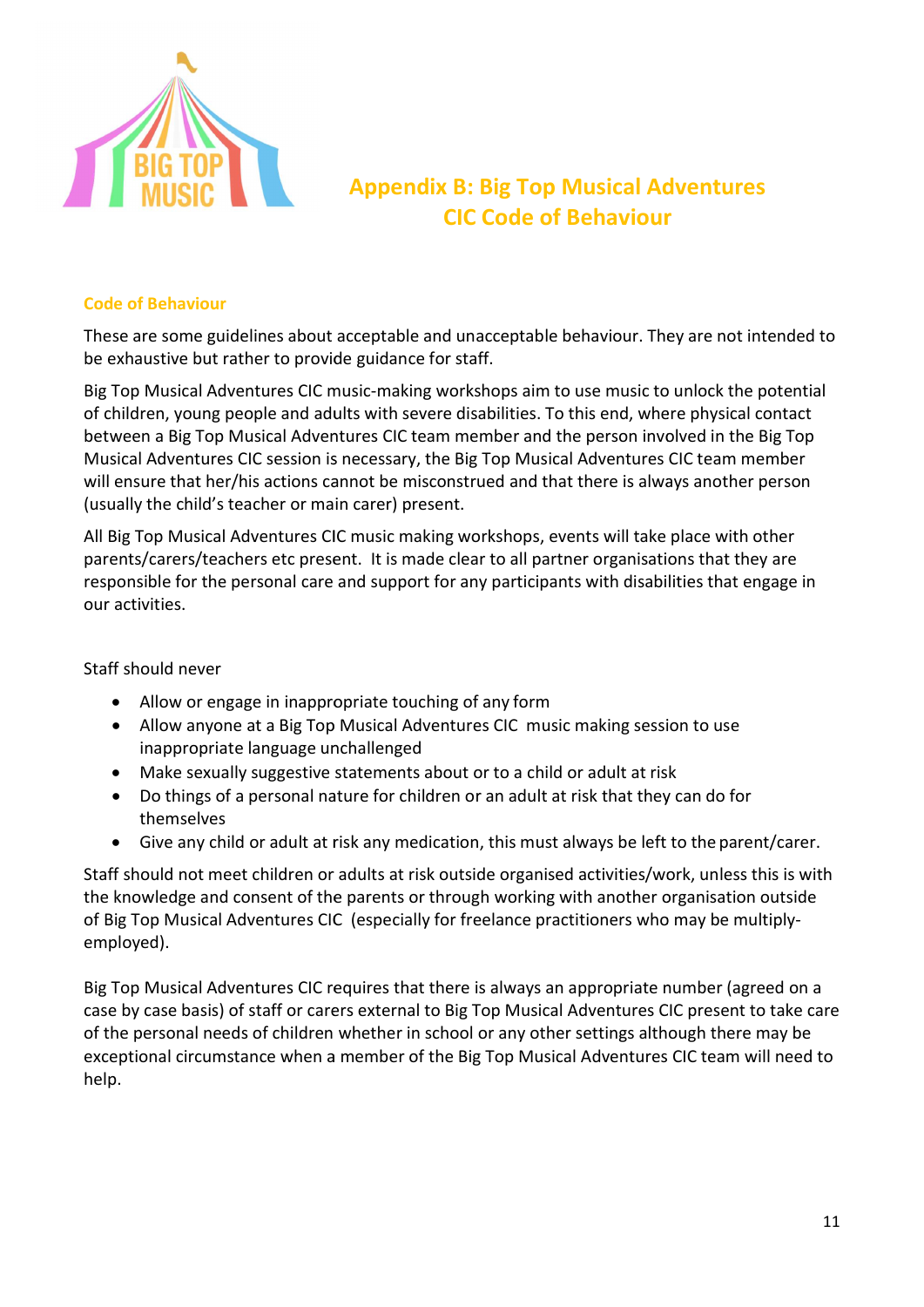# Appendix B: Big Top Musical Adventures CIC Code of Behaviour

## Code of Behaviour

These are some guidelines about acceptable and unacceptable behaviour. They are not intended to be exhaustive but rather to provide guidance for staff.

Big Top Musical Adventures CIC music-making workshops aim to use music to unlock the potential of children, young people and adults with severe disabilities. To this end, where physical contact between a Big Top Musical Adventures CIC team member and the person involved in the Big Top Musical Adventures CIC session is necessary, the Big Top Musical Adventures CIC team member will ensure that her/his actions cannot be misconstrued and that there is always another person (usually the child's teacher or main carer) present.

All Big Top Musical Adventures CIC music making workshops, events will take place with other parents/carers/teachers etc present. It is made clear to all partner organisations that they are responsible for the personal care and support for any participants with disabilities that engage in our activities.

Staff should never

- Allow or engage in inappropriate touching of any form
- Allow anyone at a Big Top Musical Adventures CIC music making session to use inappropriate language unchallenged
- Make sexually suggestive statements about or to a child or adult at risk
- Do things of a personal nature for children or an adult at risk that they can do for themselves
- Give any child or adult at risk any medication, this must always be left to the parent/carer.

Staff should not meet children or adults at risk outside organised activities/work, unless this is with the knowledge and consent of the parents or through working with another organisation outside of Big Top Musical Adventures CIC (especially for freelance practitioners who may be multiply-employed).

Big Top Musical Adventures CIC requires that there is always an appropriate number (agreed on a case by case basis) of staff or carers external to Big Top Musical Adventures CIC present to take care of the personal needs of children whether in school or any other settings although there may be exceptional circumstance when a member of the Big Top Musical Adventures CIC team will need to help.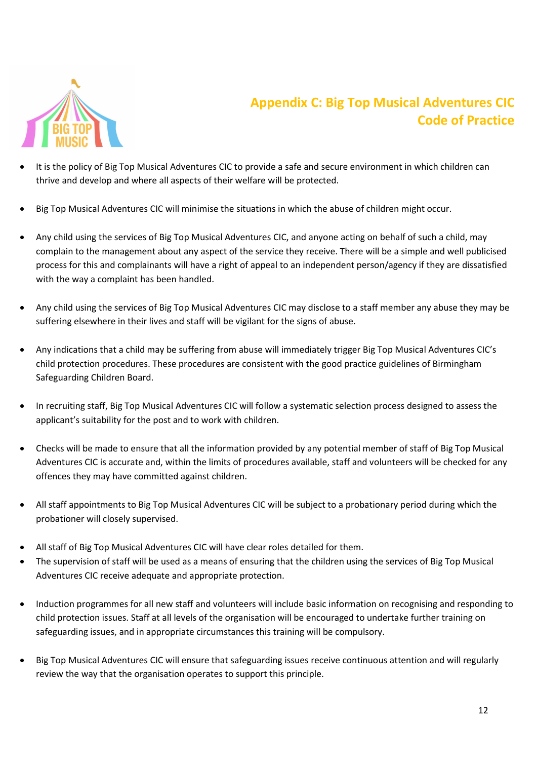# Appendix C: Big Top Musical Adventures CIC Code of Practice

- It is the policy of Big Top Musical Adventures CIC to provide a safe and secure environment in which children can thrive and develop and where all aspects of their welfare will be protected.

- Big Top Musical Adventures CIC will minimise the situations in which the abuse of children might occur.

- Any child using the services of Big Top Musical Adventures CIC, and anyone acting on behalf of such a child, may complain to the management about any aspect of the service they receive. There will be a simple and well publicised process for this and complainants will have a right of appeal to an independent person/agency if they are dissatisfied with the way a complaint has been handled.

- Any child using the services of Big Top Musical Adventures CIC may disclose to a staff member any abuse they may be suffering elsewhere in their lives and staff will be vigilant for the signs of abuse.

- Any indications that a child may be suffering from abuse will immediately trigger Big Top Musical Adventures CIC's child protection procedures. These procedures are consistent with the good practice guidelines of Birmingham Safeguarding Children Board.

- In recruiting staff, Big Top Musical Adventures CIC will follow a systematic selection process designed to assess the applicant's suitability for the post and to work with children.

- Checks will be made to ensure that all the information provided by any potential member of staff of Big Top Musical Adventures CIC is accurate and, within the limits of procedures available, staff and volunteers will be checked for any offences they may have committed against children.

- All staff appointments to Big Top Musical Adventures CIC will be subject to a probationary period during which the probationer will closely supervised.

- All staff of Big Top Musical Adventures CIC will have clear roles detailed for them.
- The supervision of staff will be used as a means of ensuring that the children using the services of Big Top Musical Adventures CIC receive adequate and appropriate protection.

- Induction programmes for all new staff and volunteers will include basic information on recognising and responding to child protection issues. Staff at all levels of the organisation will be encouraged to undertake further training on safeguarding issues, and in appropriate circumstances this training will be compulsory.

- Big Top Musical Adventures CIC will ensure that safeguarding issues receive continuous attention and will regularly review the way that the organisation operates to support this principle.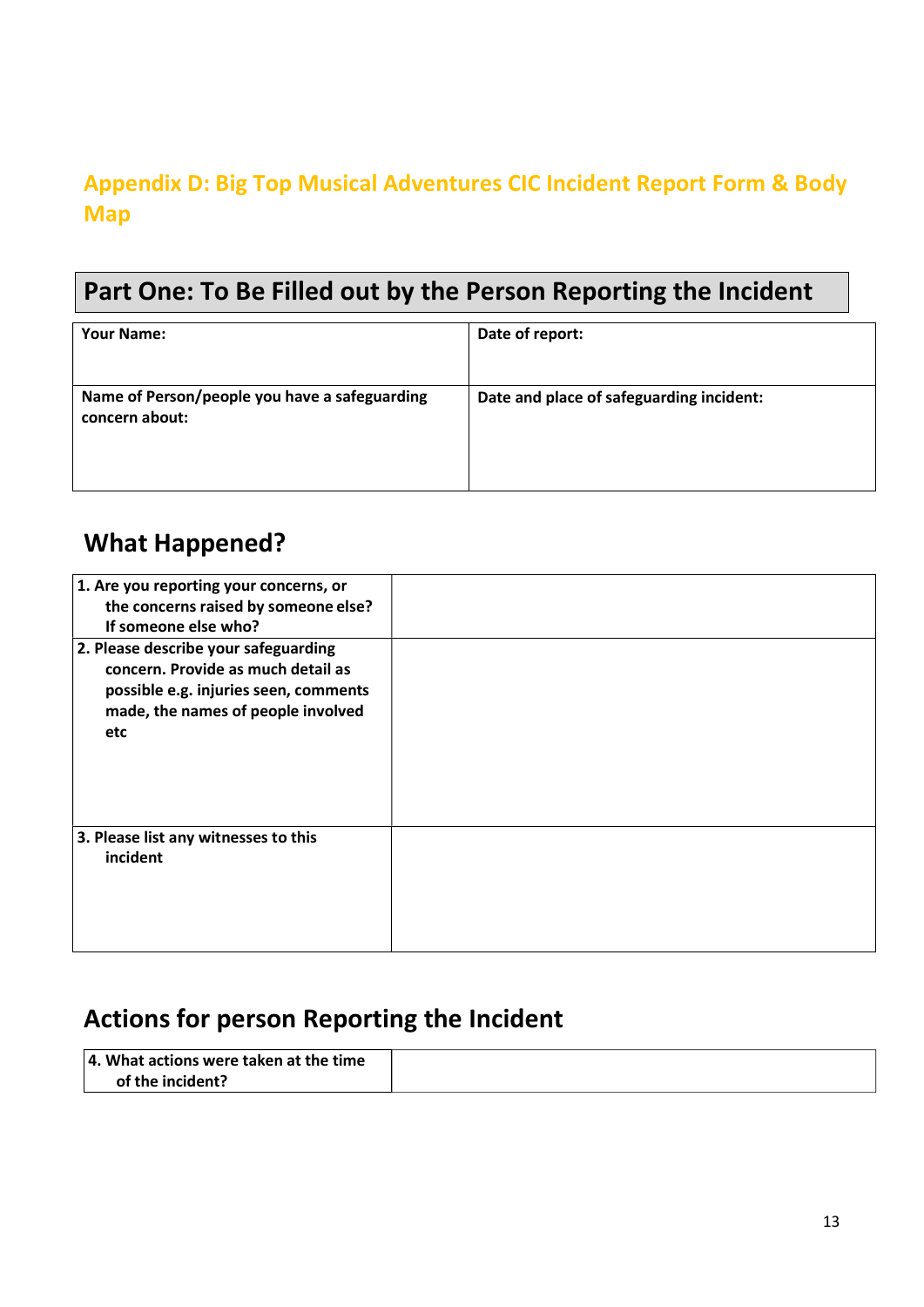## Appendix D: Big Top Musical Adventures CIC Incident Report Form & Body Map

## Part One: To Be Filled out by the Person Reporting the Incident

| **Your Name:** | **Date of report:** |
|---|---|
| **Name of Person/people you have a safeguarding concern about:** | **Date and place of safeguarding incident:** |

## What Happened?

| | |
|---|---|
| **1. Are you reporting your concerns, or the concerns raised by someone else? If someone else who?** | |
| **2. Please describe your safeguarding concern. Provide as much detail as possible e.g. injuries seen, comments made, the names of people involved etc** | |
| **3. Please list any witnesses to this incident** | |

## Actions for person Reporting the Incident

| | |
|---|---|
| **4. What actions were taken at the time of the incident?** | |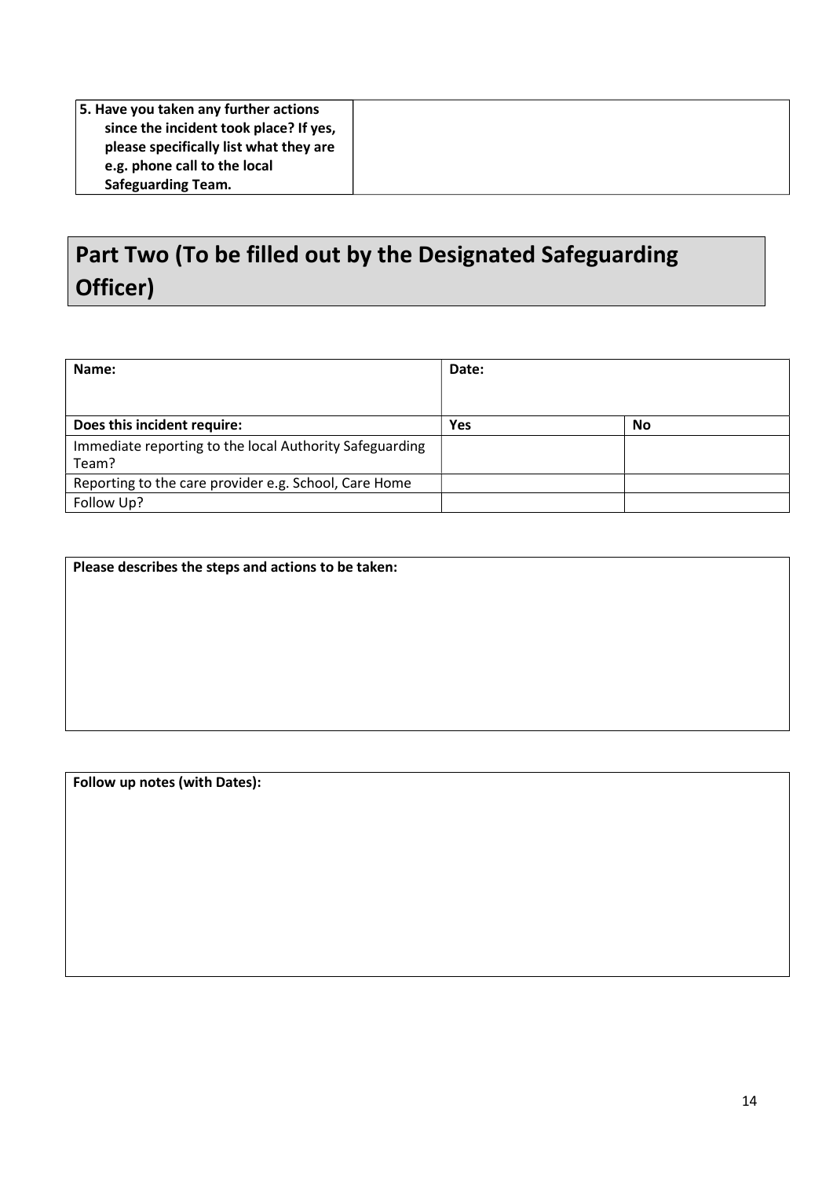| **5. Have you taken any further actions since the incident took place? If yes, please specifically list what they are e.g. phone call to the local Safeguarding Team.** | |
|---|---|

## Part Two (To be filled out by the Designated Safeguarding Officer)

| **Name:** | **Date:** | |
|---|---|---|
| **Does this incident require:** | **Yes** | **No** |
| Immediate reporting to the local Authority Safeguarding Team? | | |
| Reporting to the care provider e.g. School, Care Home | | |
| Follow Up? | | |

| **Please describes the steps and actions to be taken:** |
|---|
| |

| **Follow up notes (with Dates):** |
|---|
| |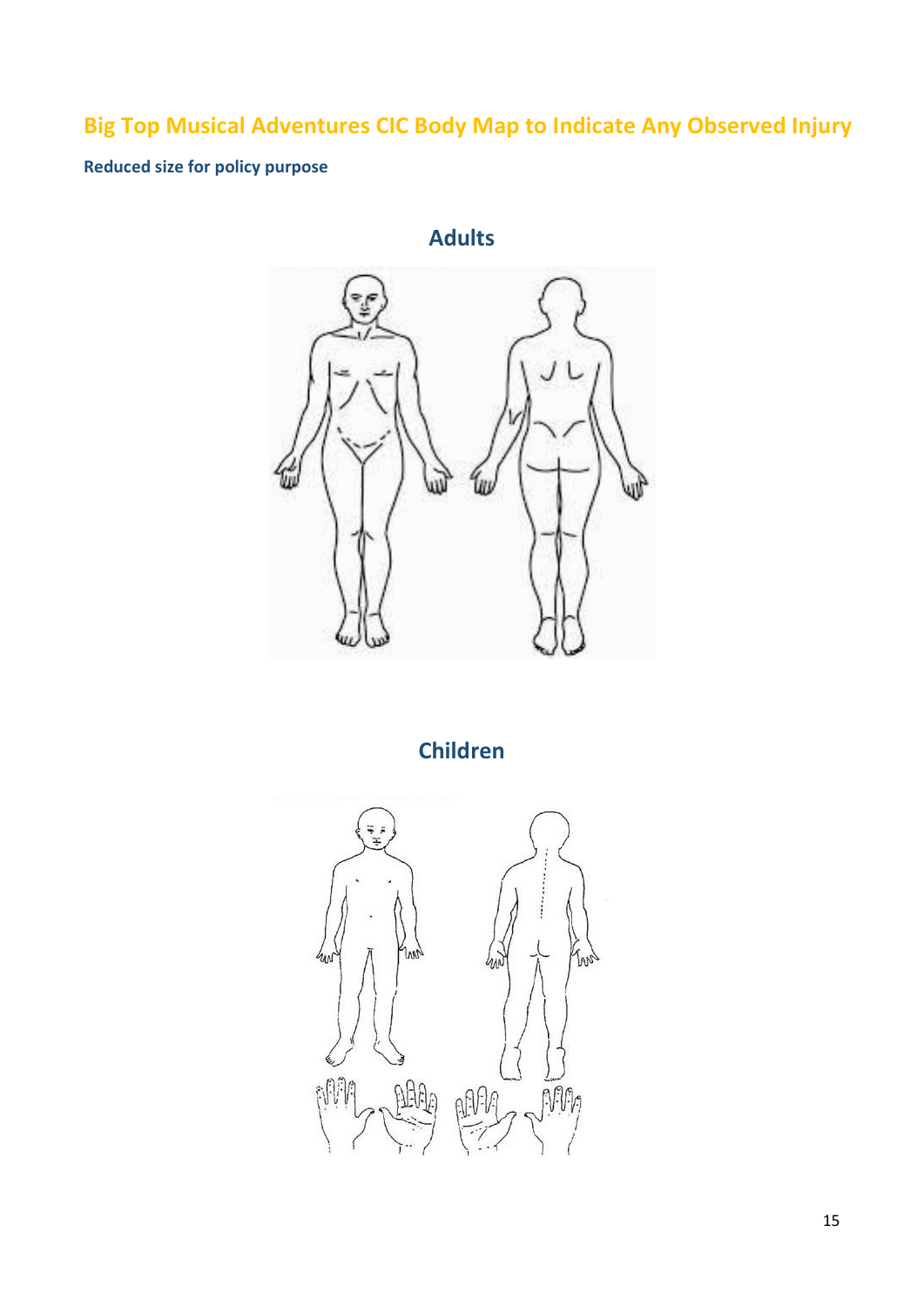# Big Top Musical Adventures CIC Body Map to Indicate Any Observed Injury

**Reduced size for policy purpose**

## Adults

## Children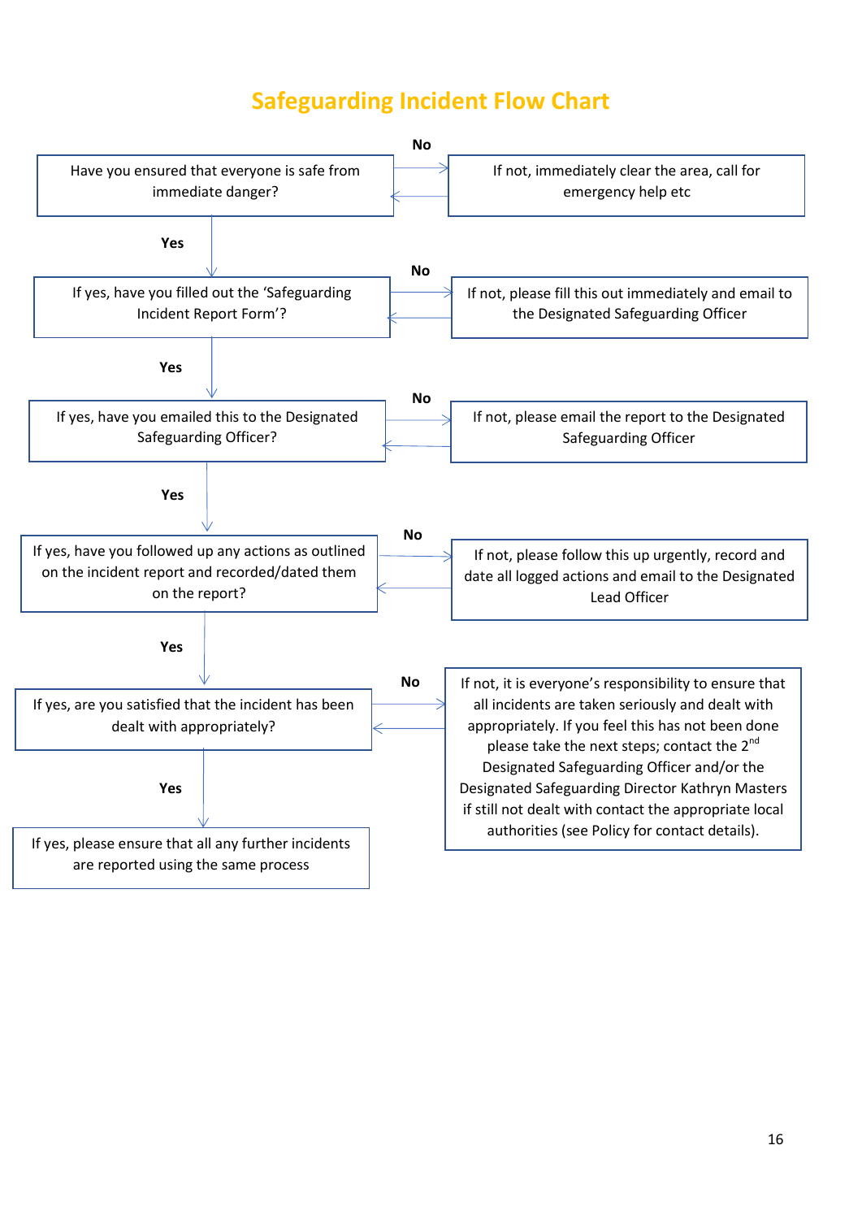# Safeguarding Incident Flow Chart

Have you ensured that everyone is safe from immediate danger?

**No** → If not, immediately clear the area, call for emergency help etc

**Yes**

If yes, have you filled out the 'Safeguarding Incident Report Form'?

**No** → If not, please fill this out immediately and email to the Designated Safeguarding Officer

**Yes**

If yes, have you emailed this to the Designated Safeguarding Officer?

**No** → If not, please email the report to the Designated Safeguarding Officer

**Yes**

If yes, have you followed up any actions as outlined on the incident report and recorded/dated them on the report?

**No** → If not, please follow this up urgently, record and date all logged actions and email to the Designated Lead Officer

**Yes**

If yes, are you satisfied that the incident has been dealt with appropriately?

**No** → If not, it is everyone's responsibility to ensure that all incidents are taken seriously and dealt with appropriately. If you feel this has not been done please take the next steps; contact the 2nd Designated Safeguarding Officer and/or the Designated Safeguarding Director Kathryn Masters if still not dealt with contact the appropriate local authorities (see Policy for contact details).

**Yes**

If yes, please ensure that all any further incidents are reported using the same process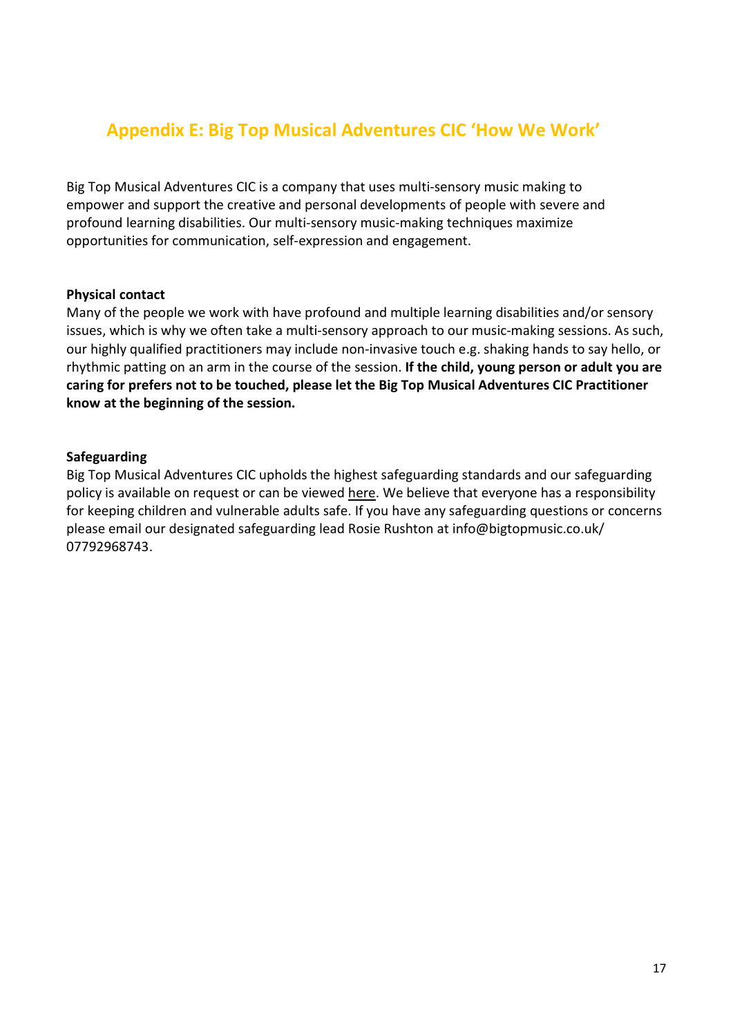## Appendix E: Big Top Musical Adventures CIC 'How We Work'

Big Top Musical Adventures CIC is a company that uses multi-sensory music making to empower and support the creative and personal developments of people with severe and profound learning disabilities. Our multi-sensory music-making techniques maximize opportunities for communication, self-expression and engagement.

**Physical contact**

Many of the people we work with have profound and multiple learning disabilities and/or sensory issues, which is why we often take a multi-sensory approach to our music-making sessions. As such, our highly qualified practitioners may include non-invasive touch e.g. shaking hands to say hello, or rhythmic patting on an arm in the course of the session. **If the child, young person or adult you are caring for prefers not to be touched, please let the Big Top Musical Adventures CIC Practitioner know at the beginning of the session.**

**Safeguarding**

Big Top Musical Adventures CIC upholds the highest safeguarding standards and our safeguarding policy is available on request or can be viewed here. We believe that everyone has a responsibility for keeping children and vulnerable adults safe. If you have any safeguarding questions or concerns please email our designated safeguarding lead Rosie Rushton at info@bigtopmusic.co.uk/ 07792968743.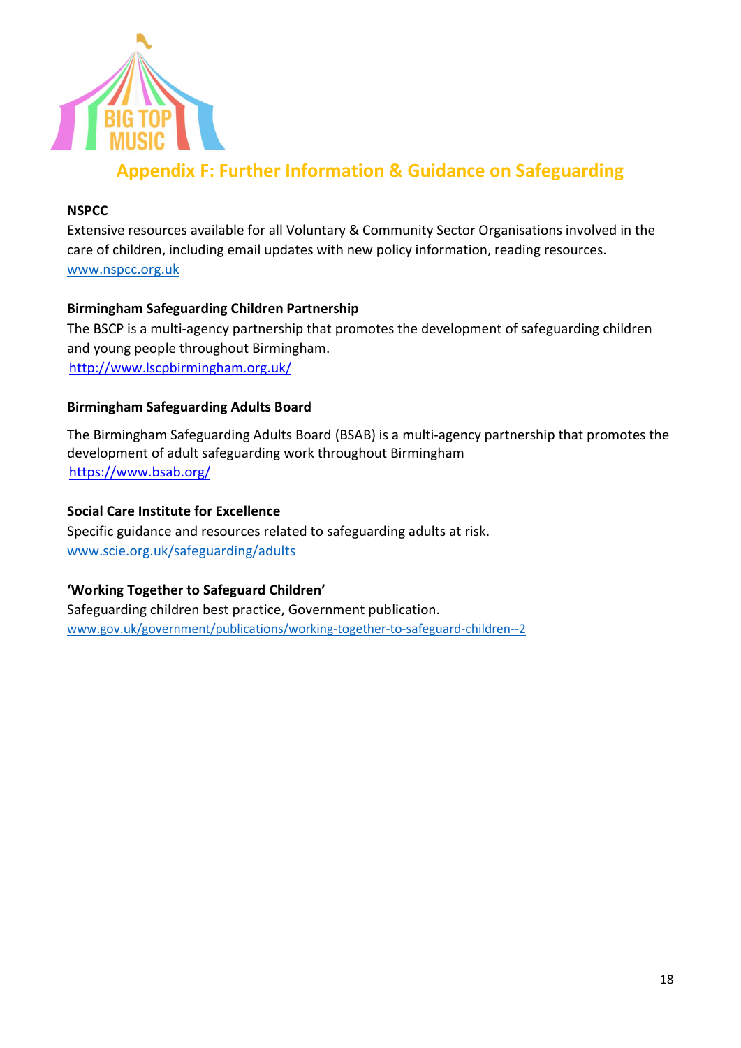# Appendix F: Further Information & Guidance on Safeguarding

**NSPCC**

Extensive resources available for all Voluntary & Community Sector Organisations involved in the care of children, including email updates with new policy information, reading resources.
www.nspcc.org.uk

**Birmingham Safeguarding Children Partnership**

The BSCP is a multi-agency partnership that promotes the development of safeguarding children and young people throughout Birmingham.
http://www.lscpbirmingham.org.uk/

**Birmingham Safeguarding Adults Board**

The Birmingham Safeguarding Adults Board (BSAB) is a multi-agency partnership that promotes the development of adult safeguarding work throughout Birmingham
https://www.bsab.org/

**Social Care Institute for Excellence**

Specific guidance and resources related to safeguarding adults at risk.
www.scie.org.uk/safeguarding/adults

**'Working Together to Safeguard Children'**

Safeguarding children best practice, Government publication.
www.gov.uk/government/publications/working-together-to-safeguard-children--2